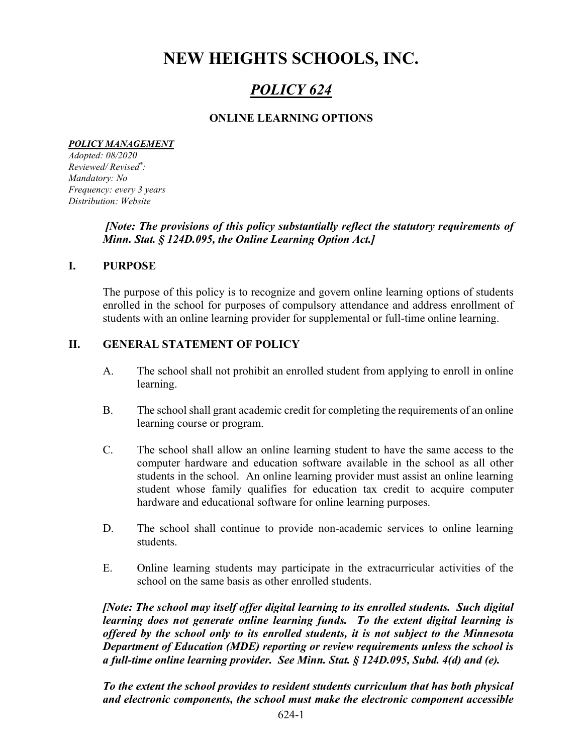# NEW HEIGHTS SCHOOLS, INC.

## *POLICY 624*

### ONLINE LEARNING OPTIONS

***POLICY MANAGEMENT***
*Adopted: 08/2020*
*Reviewed/ Revised*: *
*Mandatory: No*
*Frequency: every 3 years*
*Distribution: Website*

***[Note: The provisions of this policy substantially reflect the statutory requirements of Minn. Stat. § 124D.095, the Online Learning Option Act.]***

## I. PURPOSE

The purpose of this policy is to recognize and govern online learning options of students enrolled in the school for purposes of compulsory attendance and address enrollment of students with an online learning provider for supplemental or full-time online learning.

## II. GENERAL STATEMENT OF POLICY

A. The school shall not prohibit an enrolled student from applying to enroll in online learning.

B. The school shall grant academic credit for completing the requirements of an online learning course or program.

C. The school shall allow an online learning student to have the same access to the computer hardware and education software available in the school as all other students in the school. An online learning provider must assist an online learning student whose family qualifies for education tax credit to acquire computer hardware and educational software for online learning purposes.

D. The school shall continue to provide non-academic services to online learning students.

E. Online learning students may participate in the extracurricular activities of the school on the same basis as other enrolled students.

***[Note: The school may itself offer digital learning to its enrolled students. Such digital learning does not generate online learning funds. To the extent digital learning is offered by the school only to its enrolled students, it is not subject to the Minnesota Department of Education (MDE) reporting or review requirements unless the school is a full-time online learning provider. See Minn. Stat. § 124D.095, Subd. 4(d) and (e).***

***To the extent the school provides to resident students curriculum that has both physical and electronic components, the school must make the electronic component accessible***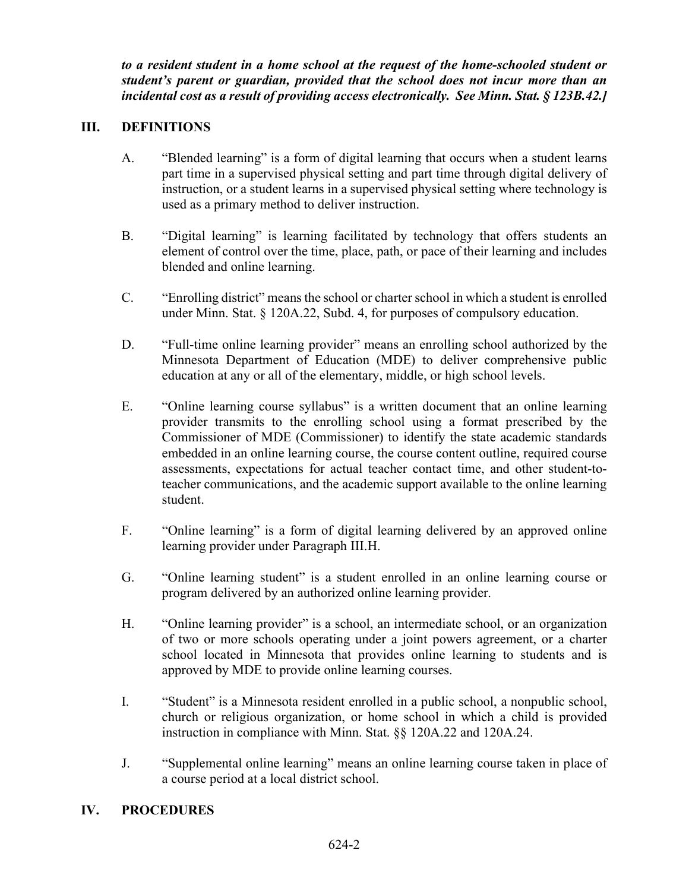***to a resident student in a home school at the request of the home-schooled student or student's parent or guardian, provided that the school does not incur more than an incidental cost as a result of providing access electronically. See Minn. Stat. § 123B.42.]***

## III. DEFINITIONS

A. "Blended learning" is a form of digital learning that occurs when a student learns part time in a supervised physical setting and part time through digital delivery of instruction, or a student learns in a supervised physical setting where technology is used as a primary method to deliver instruction.

B. "Digital learning" is learning facilitated by technology that offers students an element of control over the time, place, path, or pace of their learning and includes blended and online learning.

C. "Enrolling district" means the school or charter school in which a student is enrolled under Minn. Stat. § 120A.22, Subd. 4, for purposes of compulsory education.

D. "Full-time online learning provider" means an enrolling school authorized by the Minnesota Department of Education (MDE) to deliver comprehensive public education at any or all of the elementary, middle, or high school levels.

E. "Online learning course syllabus" is a written document that an online learning provider transmits to the enrolling school using a format prescribed by the Commissioner of MDE (Commissioner) to identify the state academic standards embedded in an online learning course, the course content outline, required course assessments, expectations for actual teacher contact time, and other student-to-teacher communications, and the academic support available to the online learning student.

F. "Online learning" is a form of digital learning delivered by an approved online learning provider under Paragraph III.H.

G. "Online learning student" is a student enrolled in an online learning course or program delivered by an authorized online learning provider.

H. "Online learning provider" is a school, an intermediate school, or an organization of two or more schools operating under a joint powers agreement, or a charter school located in Minnesota that provides online learning to students and is approved by MDE to provide online learning courses.

I. "Student" is a Minnesota resident enrolled in a public school, a nonpublic school, church or religious organization, or home school in which a child is provided instruction in compliance with Minn. Stat. §§ 120A.22 and 120A.24.

J. "Supplemental online learning" means an online learning course taken in place of a course period at a local district school.

## IV. PROCEDURES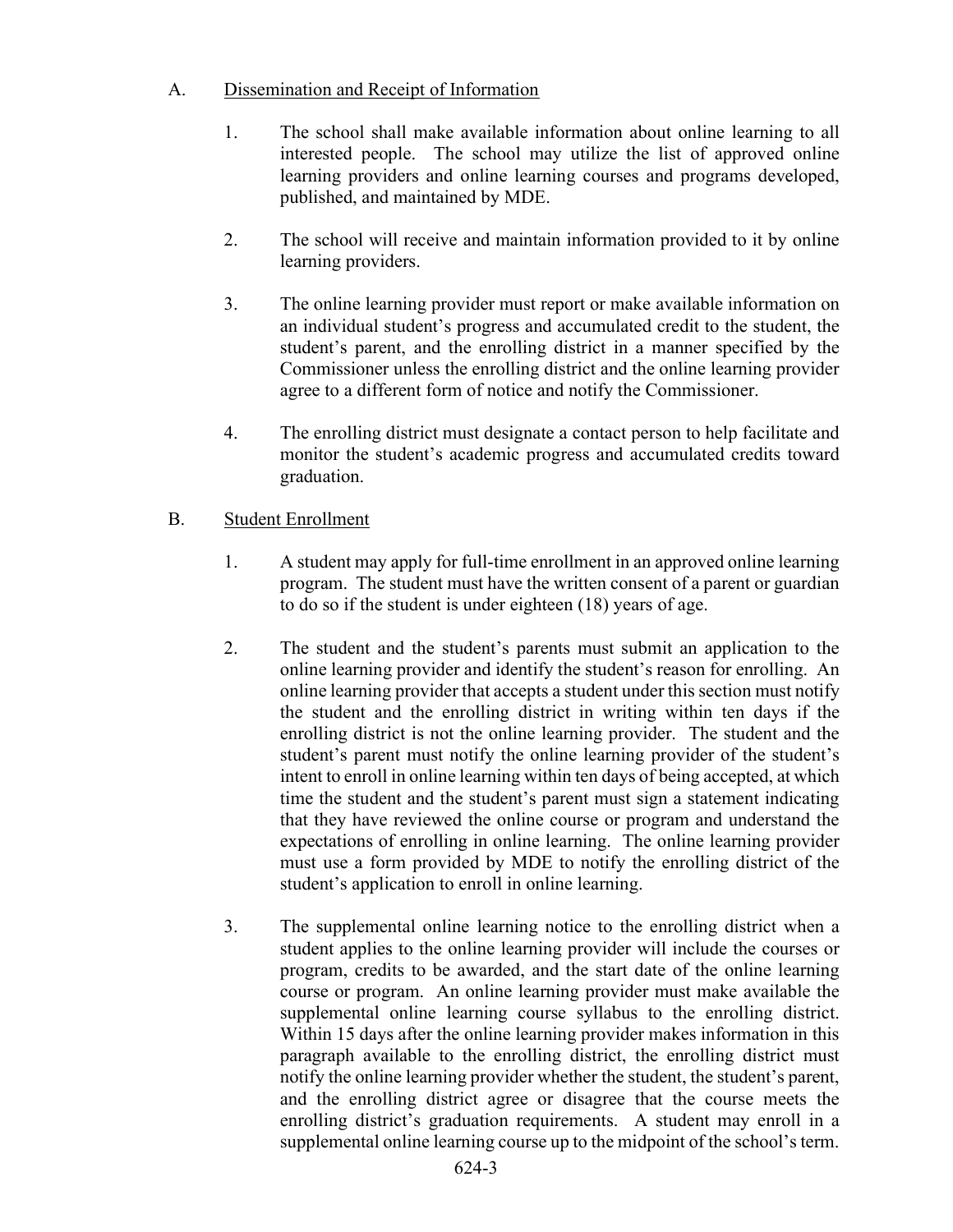A. Dissemination and Receipt of Information

1. The school shall make available information about online learning to all interested people. The school may utilize the list of approved online learning providers and online learning courses and programs developed, published, and maintained by MDE.

2. The school will receive and maintain information provided to it by online learning providers.

3. The online learning provider must report or make available information on an individual student's progress and accumulated credit to the student, the student's parent, and the enrolling district in a manner specified by the Commissioner unless the enrolling district and the online learning provider agree to a different form of notice and notify the Commissioner.

4. The enrolling district must designate a contact person to help facilitate and monitor the student's academic progress and accumulated credits toward graduation.

B. Student Enrollment

1. A student may apply for full-time enrollment in an approved online learning program. The student must have the written consent of a parent or guardian to do so if the student is under eighteen (18) years of age.

2. The student and the student's parents must submit an application to the online learning provider and identify the student's reason for enrolling. An online learning provider that accepts a student under this section must notify the student and the enrolling district in writing within ten days if the enrolling district is not the online learning provider. The student and the student's parent must notify the online learning provider of the student's intent to enroll in online learning within ten days of being accepted, at which time the student and the student's parent must sign a statement indicating that they have reviewed the online course or program and understand the expectations of enrolling in online learning. The online learning provider must use a form provided by MDE to notify the enrolling district of the student's application to enroll in online learning.

3. The supplemental online learning notice to the enrolling district when a student applies to the online learning provider will include the courses or program, credits to be awarded, and the start date of the online learning course or program. An online learning provider must make available the supplemental online learning course syllabus to the enrolling district. Within 15 days after the online learning provider makes information in this paragraph available to the enrolling district, the enrolling district must notify the online learning provider whether the student, the student's parent, and the enrolling district agree or disagree that the course meets the enrolling district's graduation requirements. A student may enroll in a supplemental online learning course up to the midpoint of the school's term.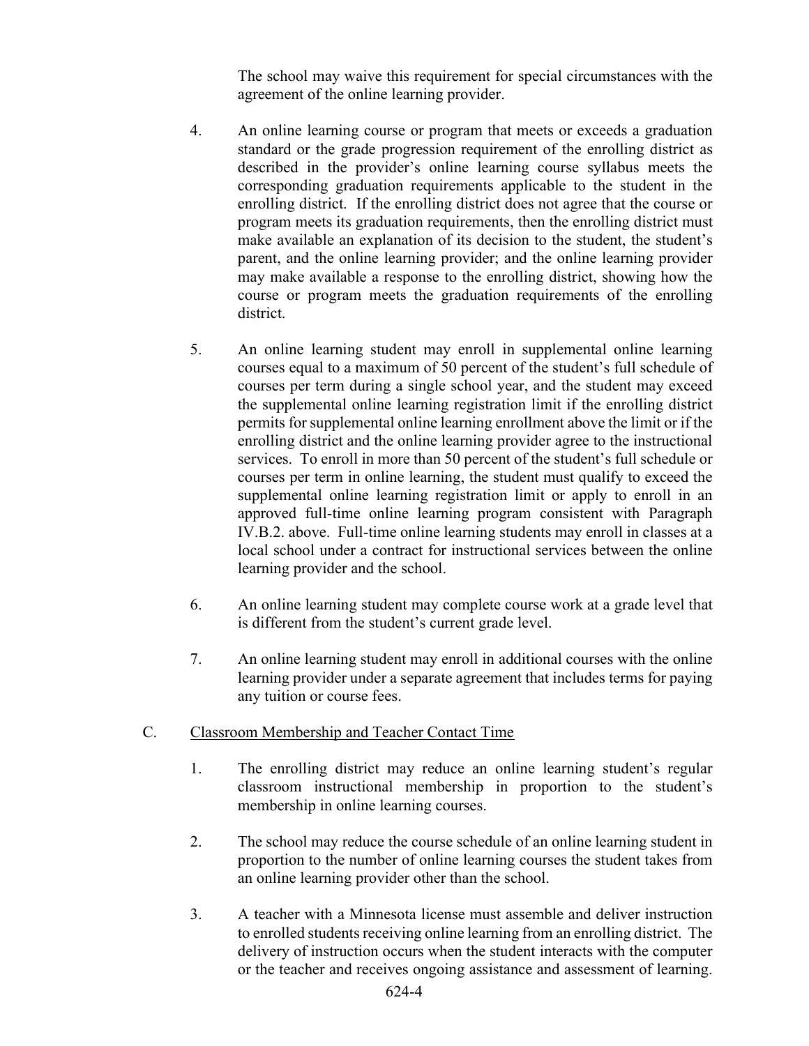The school may waive this requirement for special circumstances with the agreement of the online learning provider.

4. An online learning course or program that meets or exceeds a graduation standard or the grade progression requirement of the enrolling district as described in the provider's online learning course syllabus meets the corresponding graduation requirements applicable to the student in the enrolling district. If the enrolling district does not agree that the course or program meets its graduation requirements, then the enrolling district must make available an explanation of its decision to the student, the student's parent, and the online learning provider; and the online learning provider may make available a response to the enrolling district, showing how the course or program meets the graduation requirements of the enrolling district.

5. An online learning student may enroll in supplemental online learning courses equal to a maximum of 50 percent of the student's full schedule of courses per term during a single school year, and the student may exceed the supplemental online learning registration limit if the enrolling district permits for supplemental online learning enrollment above the limit or if the enrolling district and the online learning provider agree to the instructional services. To enroll in more than 50 percent of the student's full schedule or courses per term in online learning, the student must qualify to exceed the supplemental online learning registration limit or apply to enroll in an approved full-time online learning program consistent with Paragraph IV.B.2. above. Full-time online learning students may enroll in classes at a local school under a contract for instructional services between the online learning provider and the school.

6. An online learning student may complete course work at a grade level that is different from the student's current grade level.

7. An online learning student may enroll in additional courses with the online learning provider under a separate agreement that includes terms for paying any tuition or course fees.

C. Classroom Membership and Teacher Contact Time

1. The enrolling district may reduce an online learning student's regular classroom instructional membership in proportion to the student's membership in online learning courses.

2. The school may reduce the course schedule of an online learning student in proportion to the number of online learning courses the student takes from an online learning provider other than the school.

3. A teacher with a Minnesota license must assemble and deliver instruction to enrolled students receiving online learning from an enrolling district. The delivery of instruction occurs when the student interacts with the computer or the teacher and receives ongoing assistance and assessment of learning.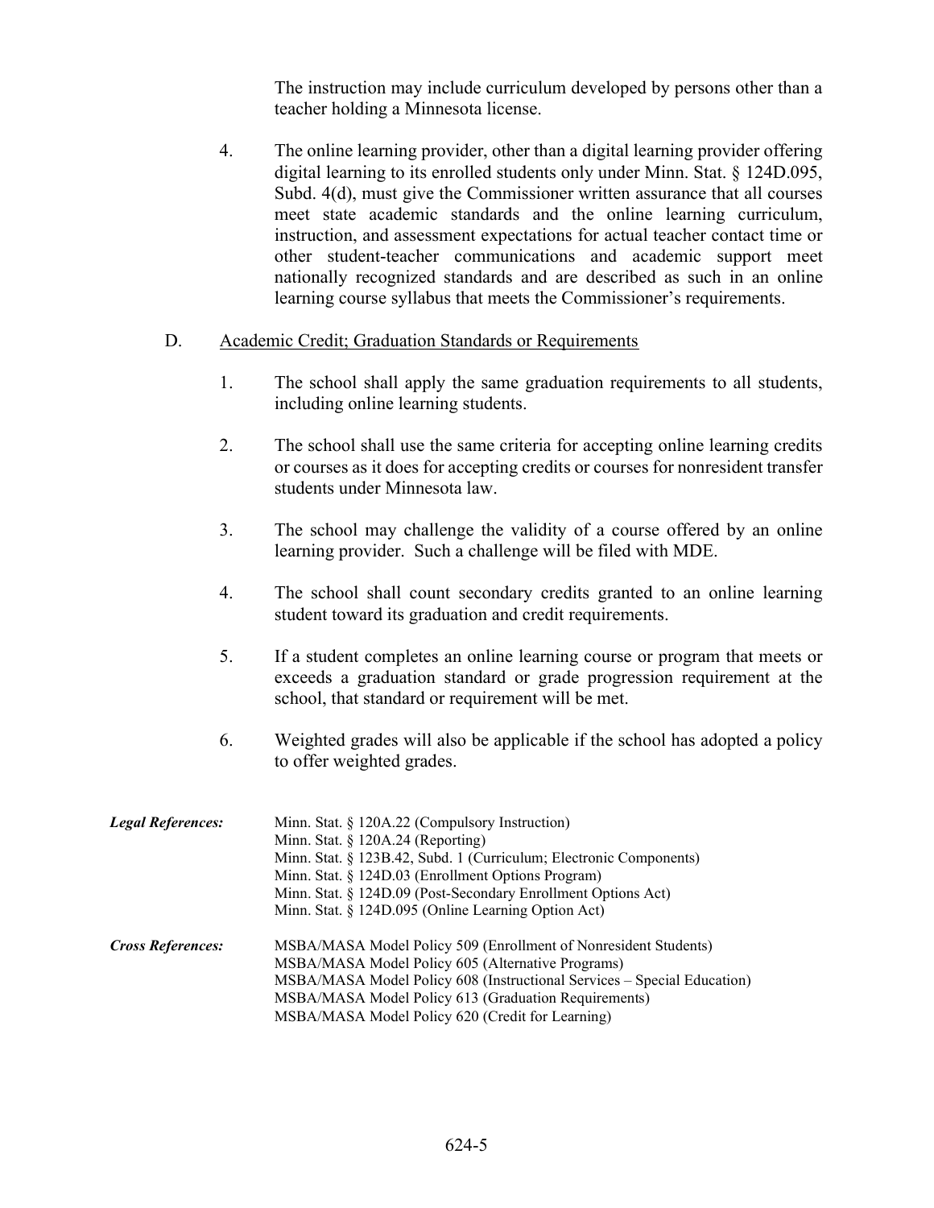The instruction may include curriculum developed by persons other than a teacher holding a Minnesota license.

4. The online learning provider, other than a digital learning provider offering digital learning to its enrolled students only under Minn. Stat. § 124D.095, Subd. 4(d), must give the Commissioner written assurance that all courses meet state academic standards and the online learning curriculum, instruction, and assessment expectations for actual teacher contact time or other student-teacher communications and academic support meet nationally recognized standards and are described as such in an online learning course syllabus that meets the Commissioner's requirements.

D. Academic Credit; Graduation Standards or Requirements

1. The school shall apply the same graduation requirements to all students, including online learning students.

2. The school shall use the same criteria for accepting online learning credits or courses as it does for accepting credits or courses for nonresident transfer students under Minnesota law.

3. The school may challenge the validity of a course offered by an online learning provider. Such a challenge will be filed with MDE.

4. The school shall count secondary credits granted to an online learning student toward its graduation and credit requirements.

5. If a student completes an online learning course or program that meets or exceeds a graduation standard or grade progression requirement at the school, that standard or requirement will be met.

6. Weighted grades will also be applicable if the school has adopted a policy to offer weighted grades.

***Legal References:***
Minn. Stat. § 120A.22 (Compulsory Instruction)
Minn. Stat. § 120A.24 (Reporting)
Minn. Stat. § 123B.42, Subd. 1 (Curriculum; Electronic Components)
Minn. Stat. § 124D.03 (Enrollment Options Program)
Minn. Stat. § 124D.09 (Post-Secondary Enrollment Options Act)
Minn. Stat. § 124D.095 (Online Learning Option Act)

***Cross References:***
MSBA/MASA Model Policy 509 (Enrollment of Nonresident Students)
MSBA/MASA Model Policy 605 (Alternative Programs)
MSBA/MASA Model Policy 608 (Instructional Services – Special Education)
MSBA/MASA Model Policy 613 (Graduation Requirements)
MSBA/MASA Model Policy 620 (Credit for Learning)